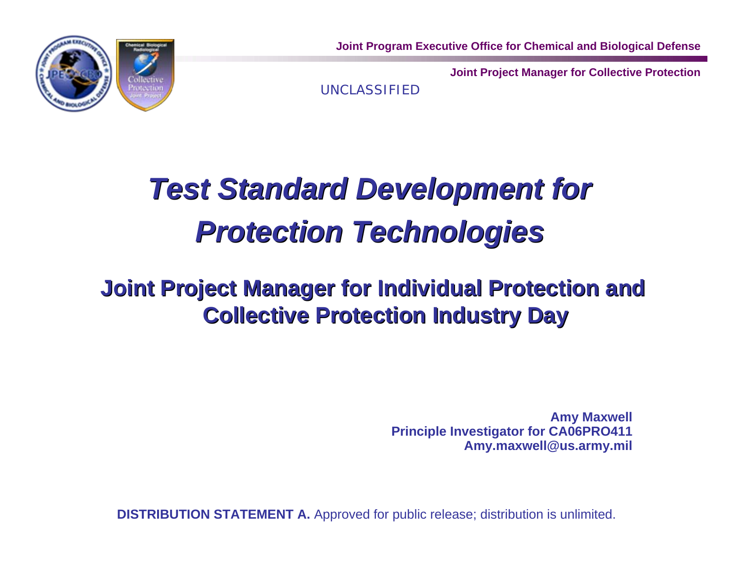Joint Program Executive Office for Chemical and Biological Defense

Joint Project Manager for Collective Protection

UNCLASSIFIED

# *Test Standard Development for Protection Technologies*

## Joint Project Manager for Individual Protection and Collective Protection Industry Day

**Amy Maxwell**
**Principle Investigator for CA06PRO411**
**Amy.maxwell@us.army.mil**

**DISTRIBUTION STATEMENT A.** Approved for public release; distribution is unlimited.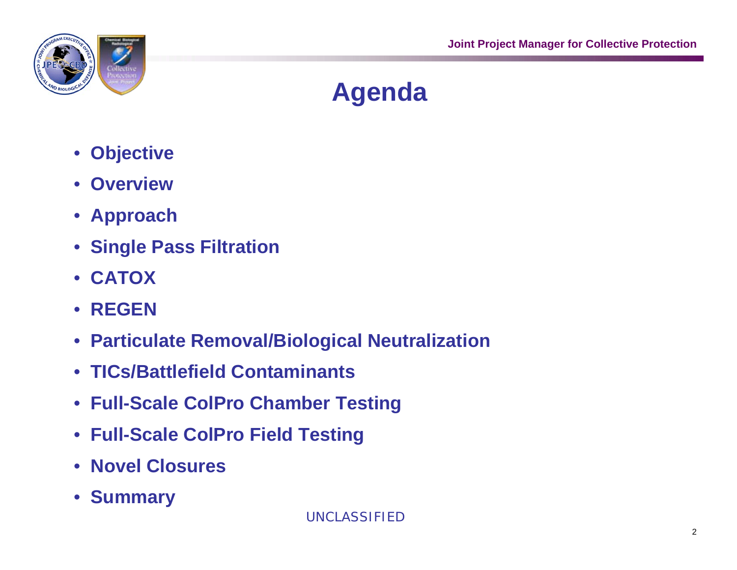# Agenda

- **Objective**
- **Overview**
- **Approach**
- **Single Pass Filtration**
- **CATOX**
- **REGEN**
- **Particulate Removal/Biological Neutralization**
- **TICs/Battlefield Contaminants**
- **Full-Scale ColPro Chamber Testing**
- **Full-Scale ColPro Field Testing**
- **Novel Closures**
- **Summary**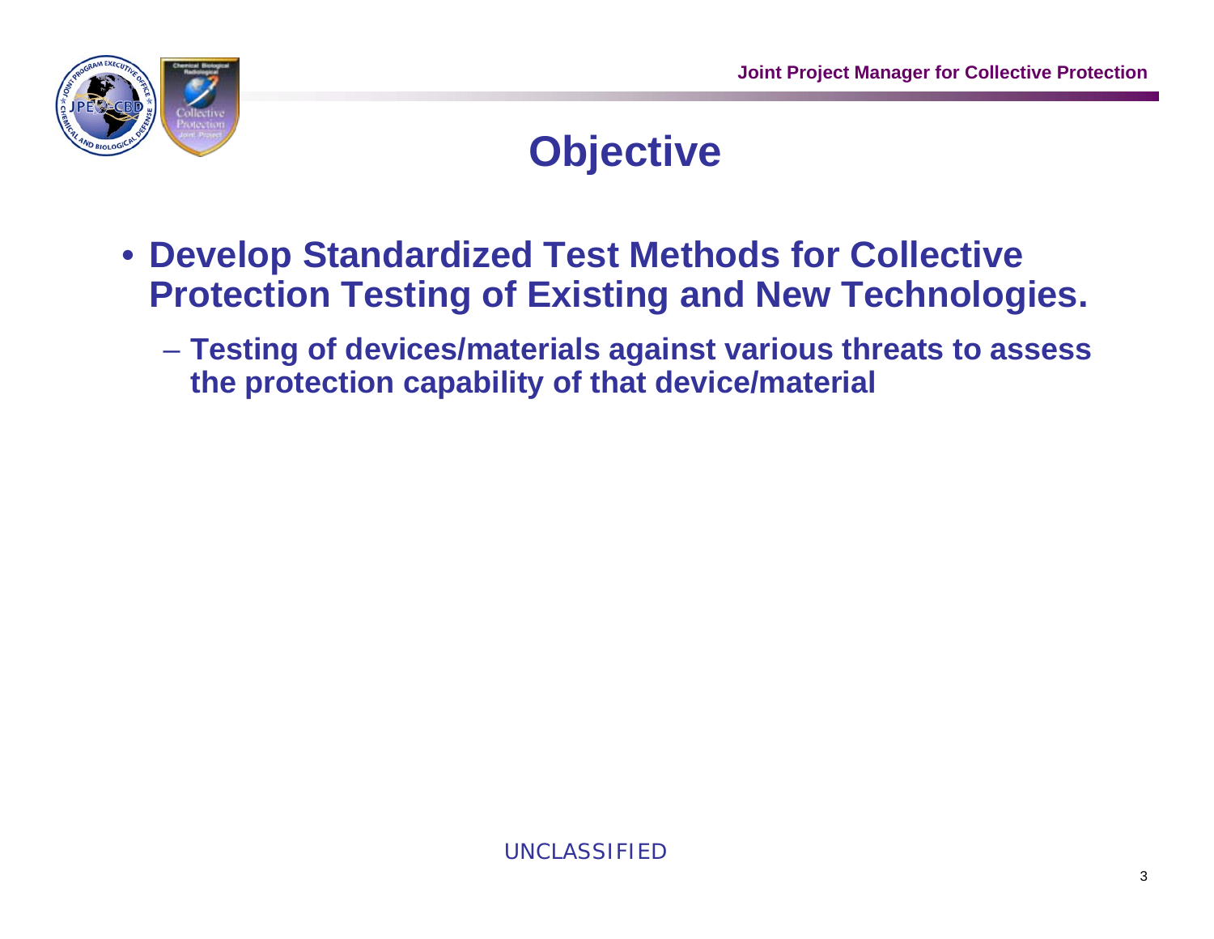# Objective

- **Develop Standardized Test Methods for Collective Protection Testing of Existing and New Technologies.**
  - **Testing of devices/materials against various threats to assess the protection capability of that device/material**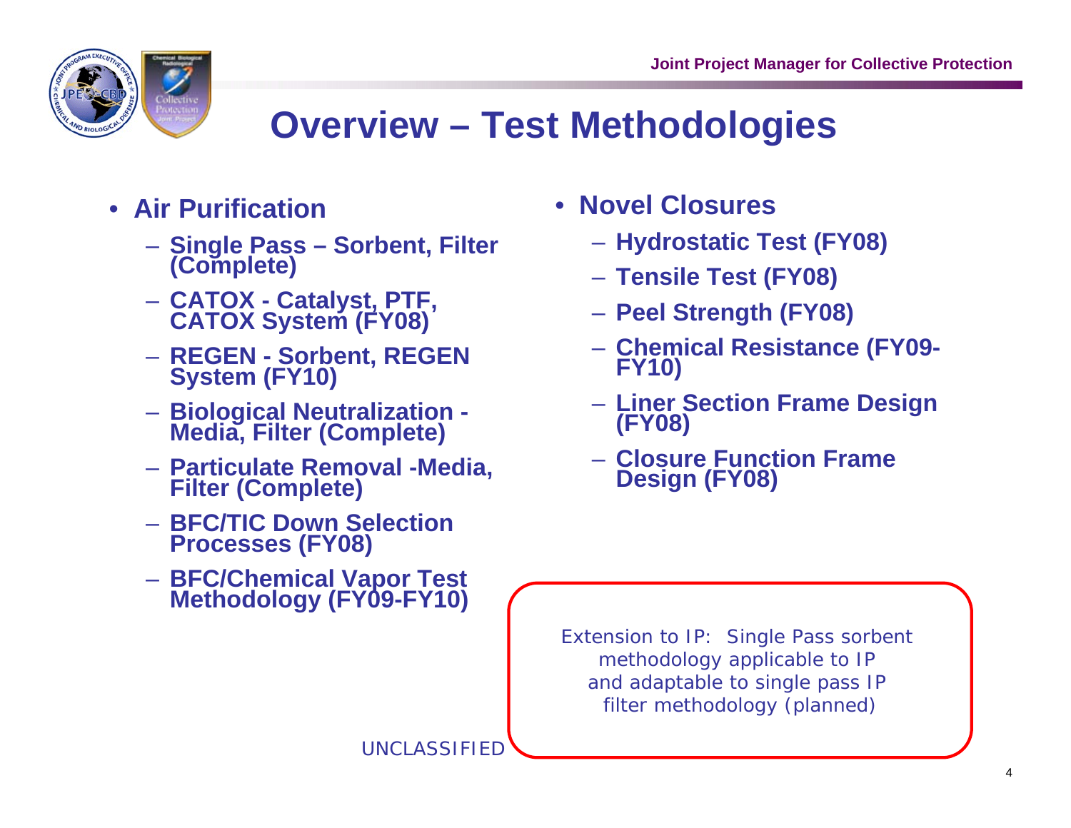# Overview – Test Methodologies

- **Air Purification**
  - **Single Pass – Sorbent, Filter (Complete)**
  - **CATOX - Catalyst, PTF, CATOX System (FY08)**
  - **REGEN - Sorbent, REGEN System (FY10)**
  - **Biological Neutralization - Media, Filter (Complete)**
  - **Particulate Removal -Media, Filter (Complete)**
  - **BFC/TIC Down Selection Processes (FY08)**
  - **BFC/Chemical Vapor Test Methodology (FY09-FY10)**

- **Novel Closures**
  - **Hydrostatic Test (FY08)**
  - **Tensile Test (FY08)**
  - **Peel Strength (FY08)**
  - **Chemical Resistance (FY09-FY10)**
  - **Liner Section Frame Design (FY08)**
  - **Closure Function Frame Design (FY08)**

*Extension to IP: Single Pass sorbent methodology applicable to IP and adaptable to single pass IP filter methodology (planned)*

UNCLASSIFIED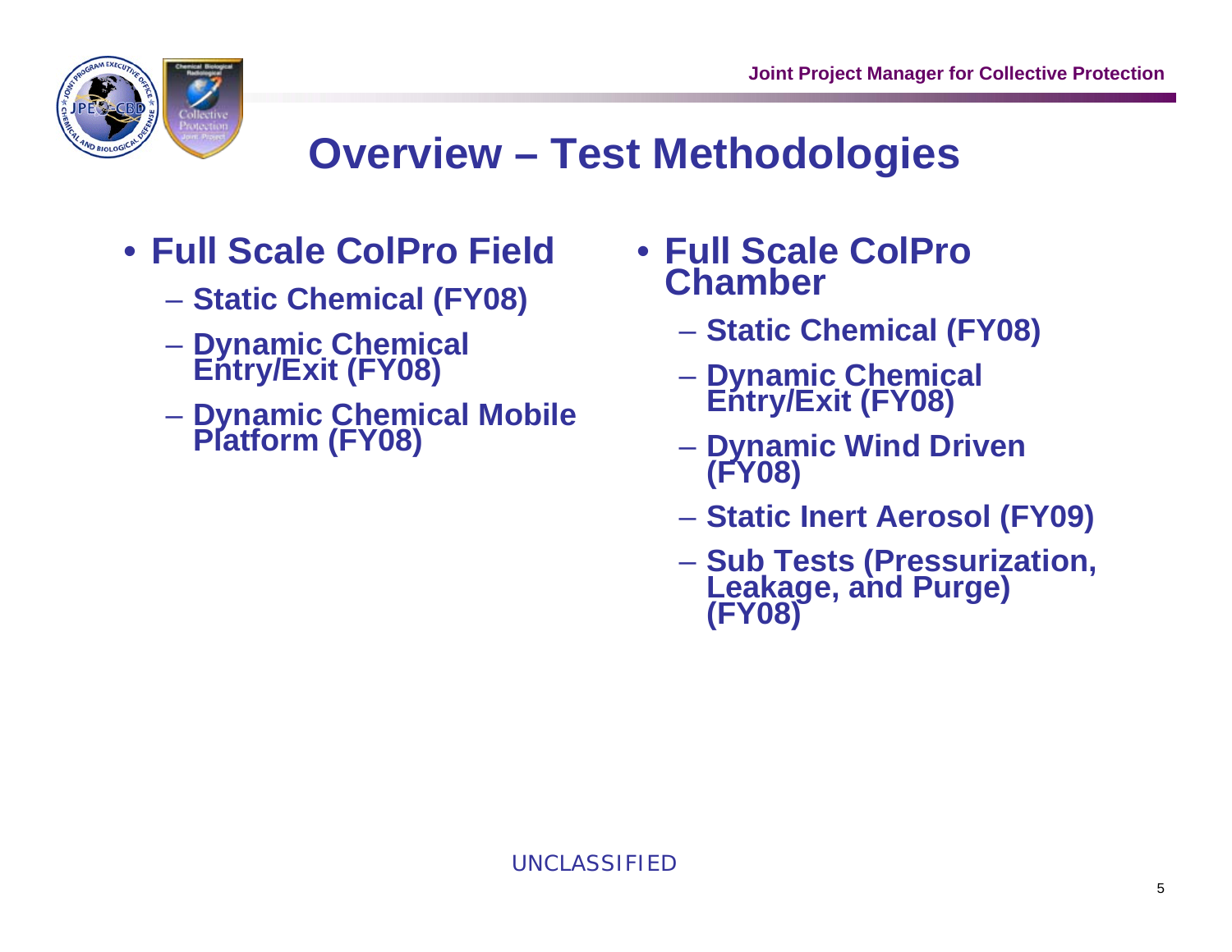# Overview – Test Methodologies

- **Full Scale ColPro Field**
  - **Static Chemical (FY08)**
  - **Dynamic Chemical Entry/Exit (FY08)**
  - **Dynamic Chemical Mobile Platform (FY08)**
- **Full Scale ColPro Chamber**
  - **Static Chemical (FY08)**
  - **Dynamic Chemical Entry/Exit (FY08)**
  - **Dynamic Wind Driven (FY08)**
  - **Static Inert Aerosol (FY09)**
  - **Sub Tests (Pressurization, Leakage, and Purge) (FY08)**

UNCLASSIFIED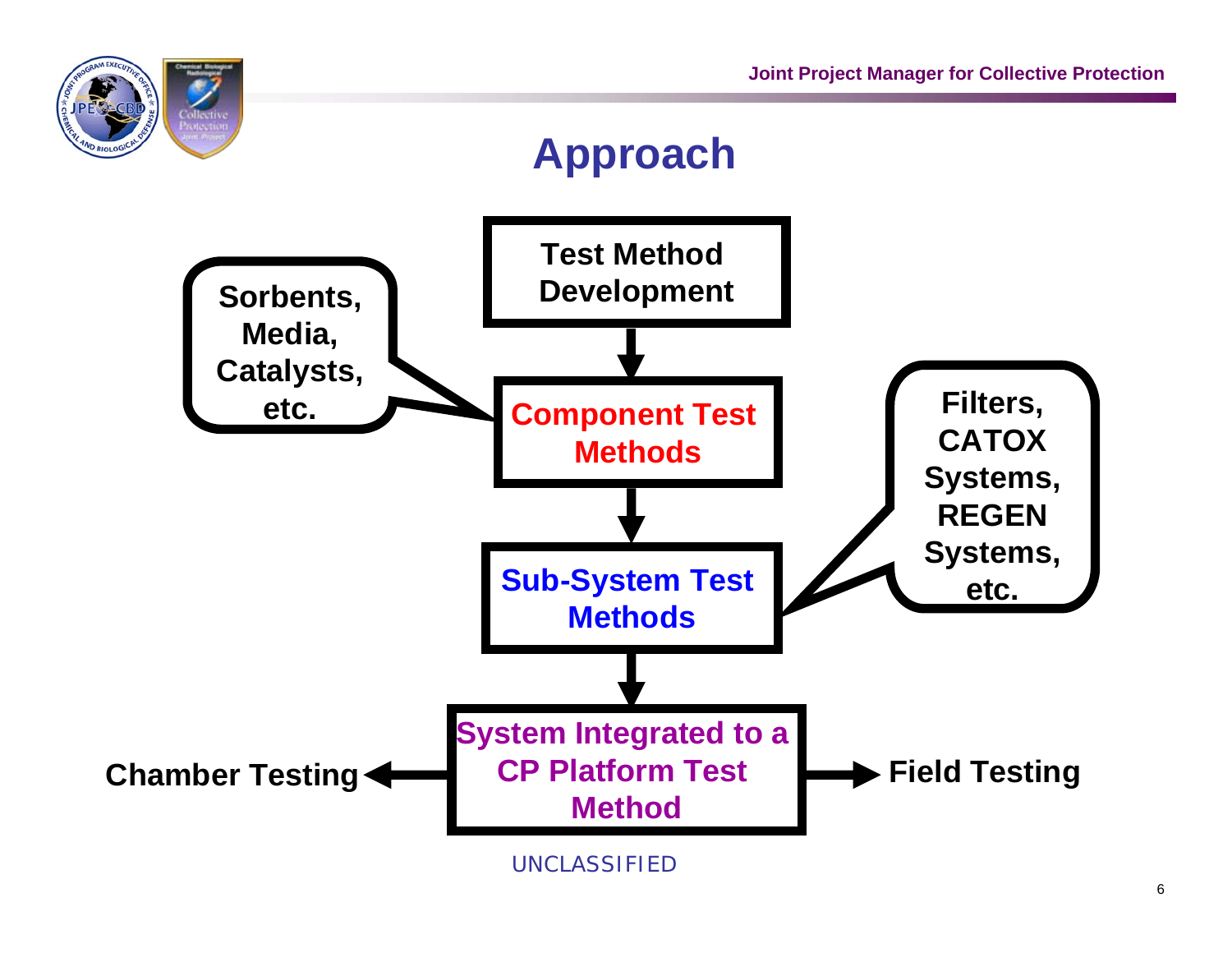# Approach

**Test Method Development**

↓

**Component Test Methods** — Sorbents, Media, Catalysts, etc.

↓

**Sub-System Test Methods** — Filters, CATOX Systems, REGEN Systems, etc.

↓

**System Integrated to a CP Platform Test Method**

- ← **Chamber Testing**
- → **Field Testing**

UNCLASSIFIED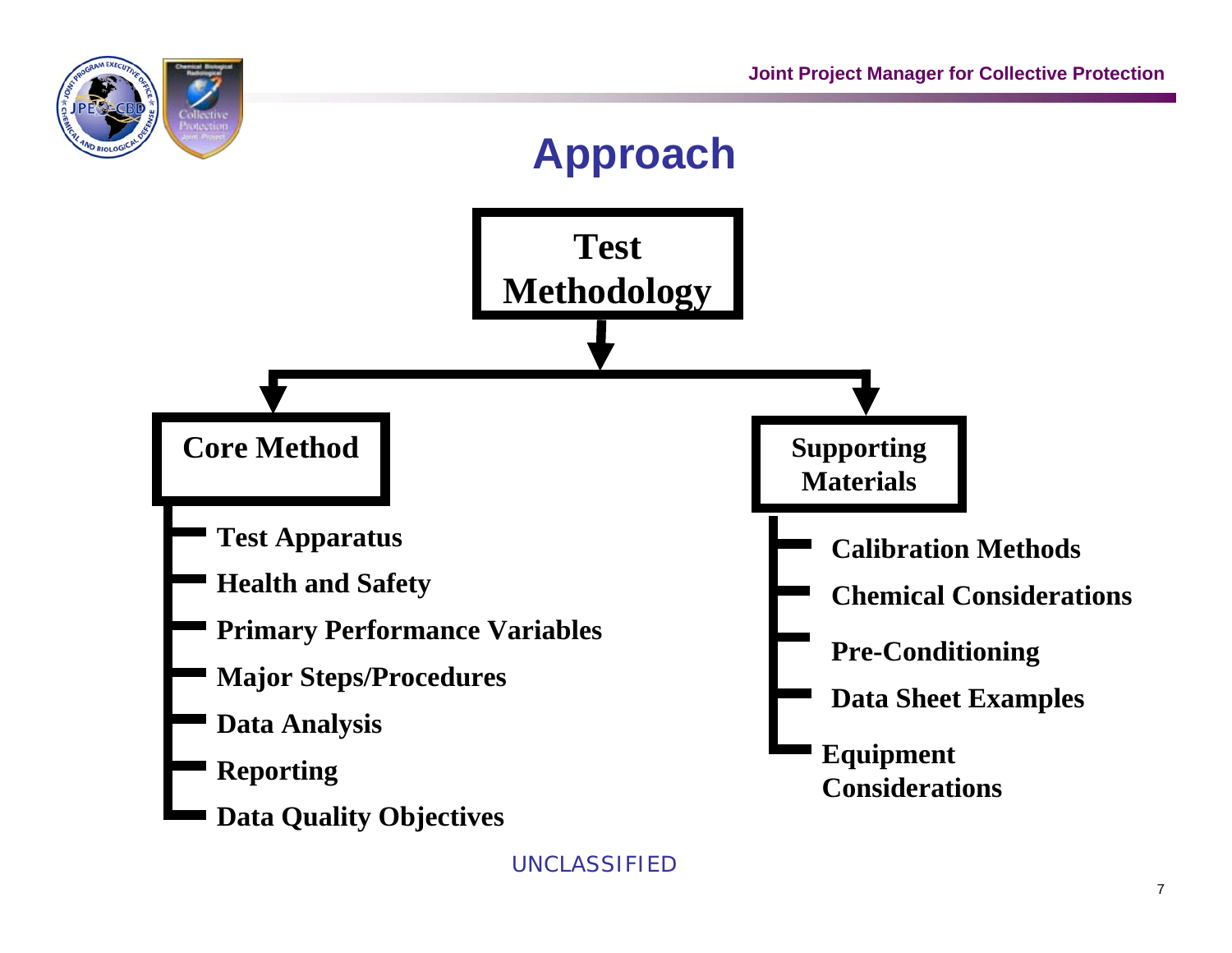# Approach

**Test Methodology**

**Core Method**

- Test Apparatus
- Health and Safety
- Primary Performance Variables
- Major Steps/Procedures
- Data Analysis
- Reporting
- Data Quality Objectives

**Supporting Materials**

- Calibration Methods
- Chemical Considerations
- Pre-Conditioning
- Data Sheet Examples
- Equipment Considerations

UNCLASSIFIED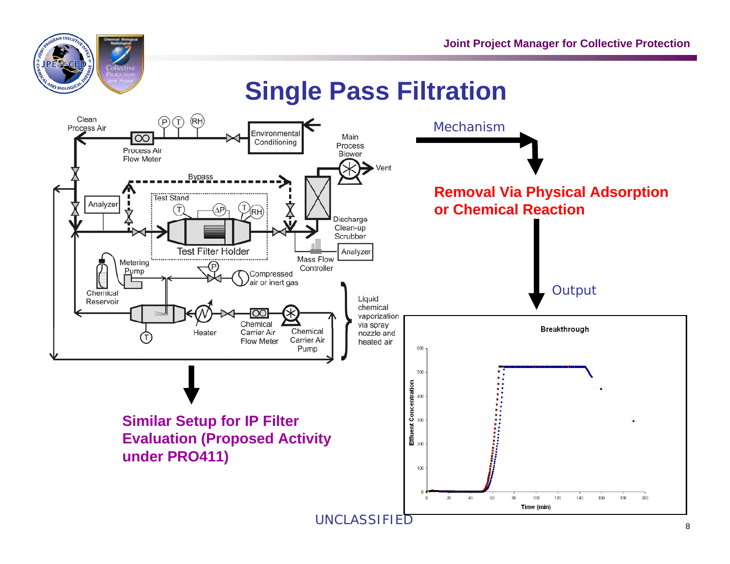# Single Pass Filtration

Clean Process Air

P T RH

Environmental Conditioning

Process Air Flow Meter

Main Process Blower

Vent

Bypass

Analyzer

Test Stand

T ΔP T RH

Discharge Clean-up Scrubber

Test Filter Holder

Analyzer

Mass Flow Controller

Metering Pump

P

Compressed air or inert gas

Chemical Reservoir

Liquid chemical vaporization via spray nozzle and heated air

T

Heater

Chemical Carrier Air Flow Meter

Chemical Carrier Air Pump

Mechanism

**Removal Via Physical Adsorption or Chemical Reaction**

Output

**Similar Setup for IP Filter Evaluation (Proposed Activity under PRO411)**

Breakthrough

Effluent Concentration

Time (min)

UNCLASSIFIED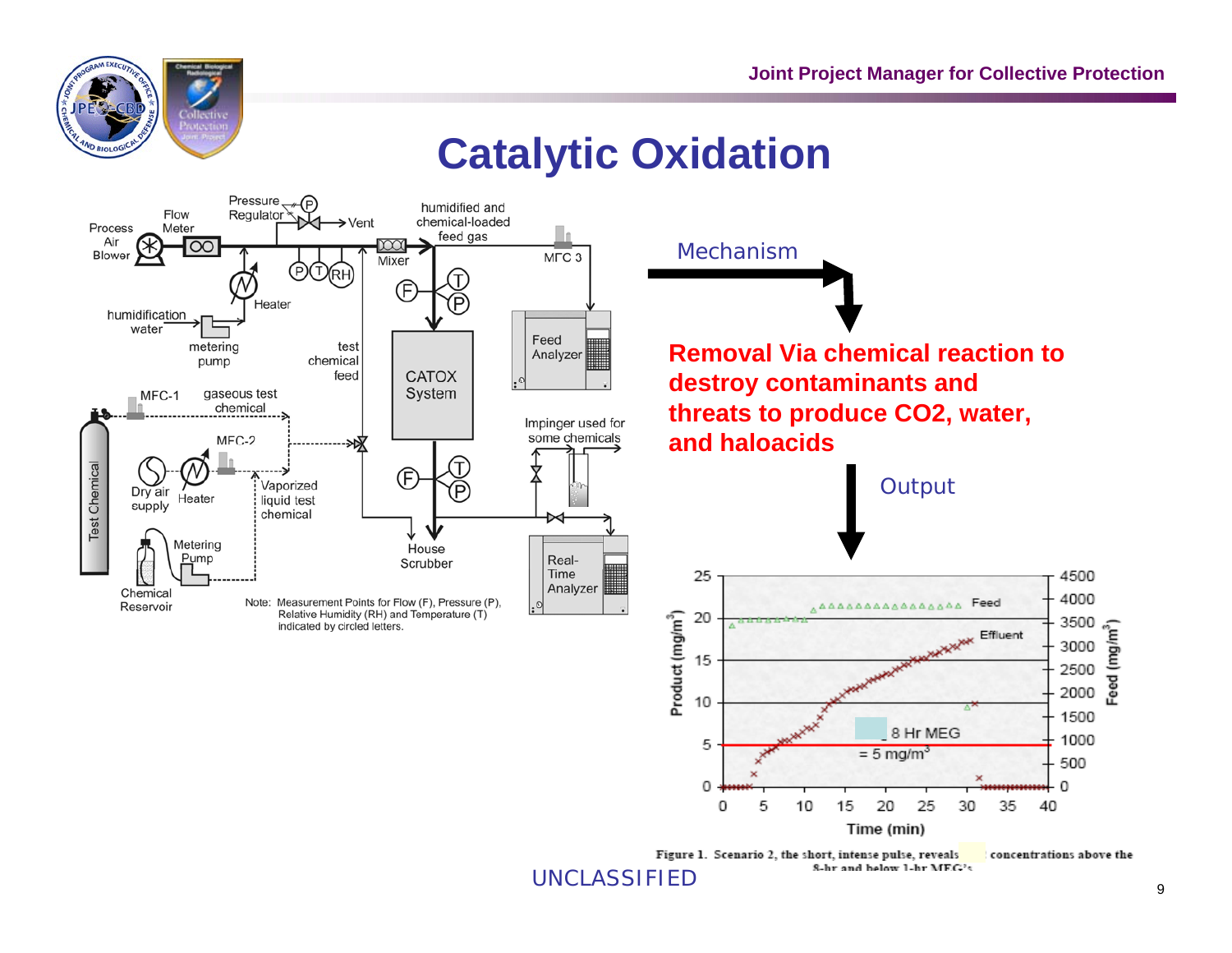# Catalytic Oxidation

Process Air Blower — Flow Meter — Pressure Regulator (P) — Vent — Mixer — humidified and chemical-loaded feed gas — MFC 3

Heater — humidification water — metering pump — (P) (T) (RH)

test chemical feed — (F) (T) (P) — CATOX System — (F) (T) (P) — House Scrubber

Feed Analyzer — Impinger used for some chemicals — Real-Time Analyzer

Test Chemical — MFC-1 — gaseous test chemical — MFC-2 — Dry air supply — Heater — Vaporized liquid test chemical — Metering Pump — Chemical Reservoir

Note: Measurement Points for Flow (F), Pressure (P), Relative Humidity (RH) and Temperature (T) indicated by circled letters.

Mechanism

**Removal Via chemical reaction to destroy contaminants and threats to produce CO2, water, and haloacids**

Output

Product (mg/m$^3$) vs. Time (min); Feed (mg/m$^3$). Series: Feed, Effluent. 8 Hr MEG = 5 mg/m$^3$

Figure 1. Scenario 2, the short, intense pulse, reveals concentrations above the 8-hr and below 1-hr MEG's

UNCLASSIFIED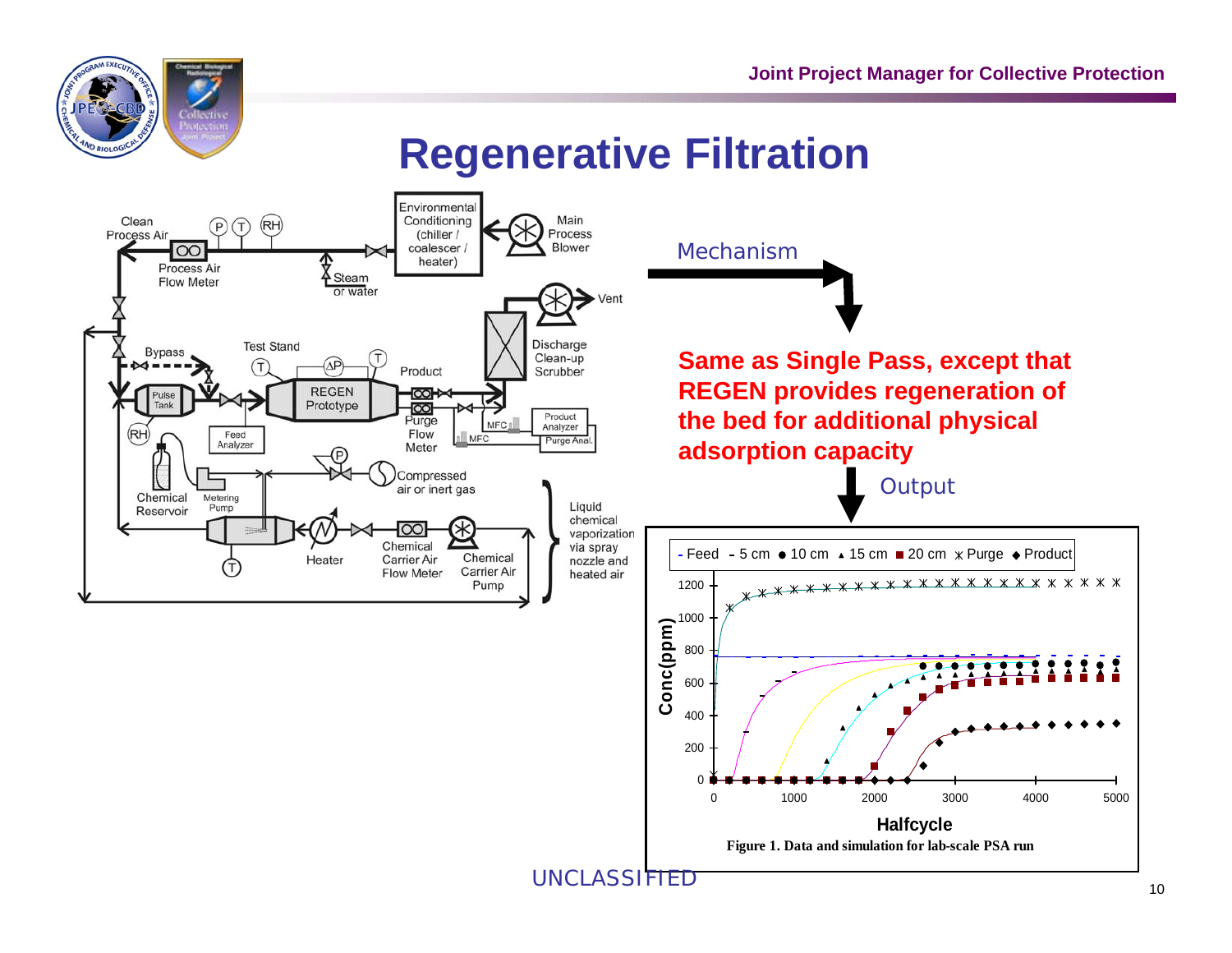# Regenerative Filtration

Mechanism

**Same as Single Pass, except that REGEN provides regeneration of the bed for additional physical adsorption capacity**

Output

Figure 1. Data and simulation for lab-scale PSA run

UNCLASSIFIED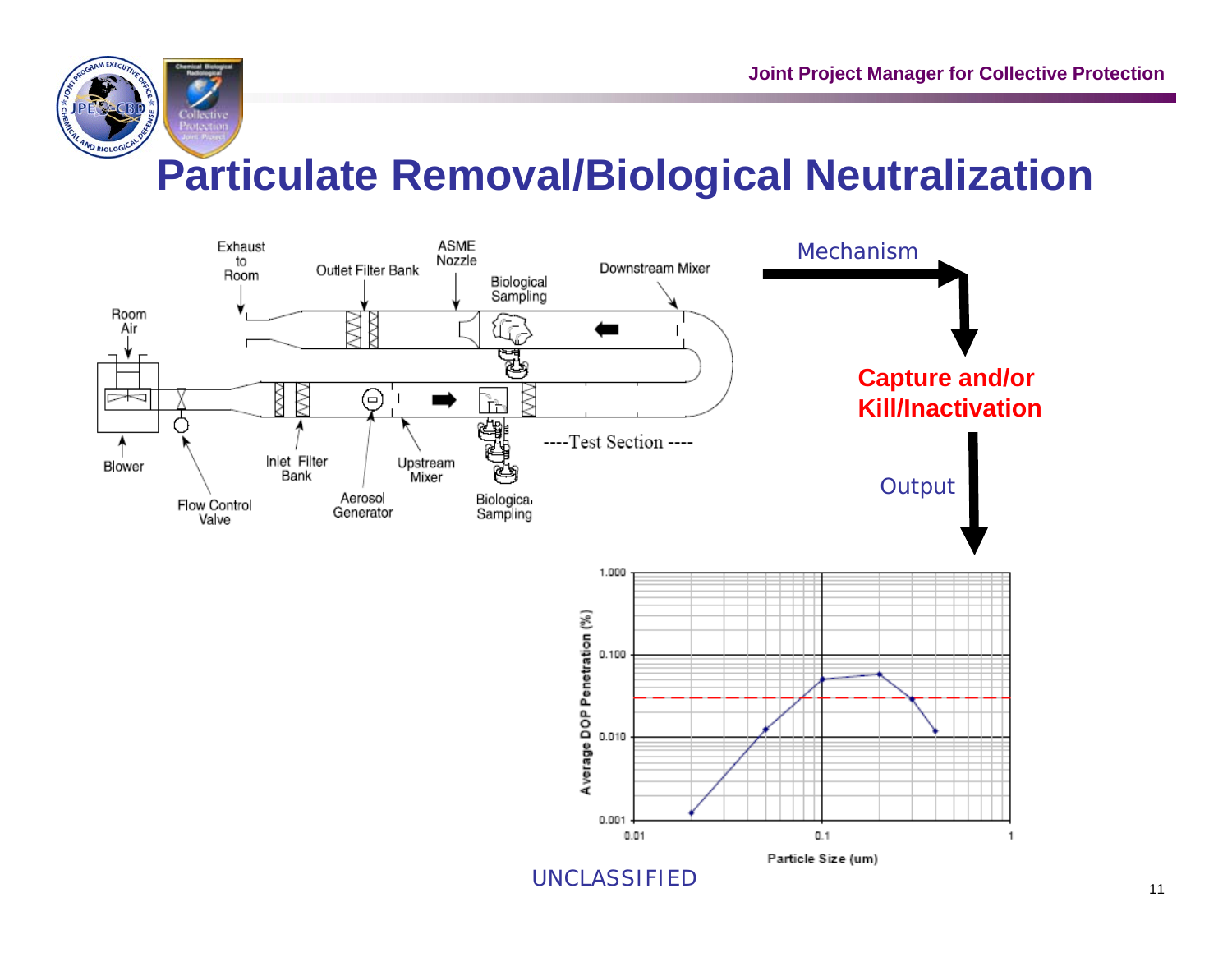# Particulate Removal/Biological Neutralization

Exhaust to Room

Outlet Filter Bank

ASME Nozzle

Biological Sampling

Downstream Mixer

Room Air

Blower

Flow Control Valve

Inlet Filter Bank

Aerosol Generator

Upstream Mixer

Biological Sampling

----Test Section----

Mechanism

**Capture and/or Kill/Inactivation**

Output

Average DOP Penetration (%)

Particle Size (um)

UNCLASSIFIED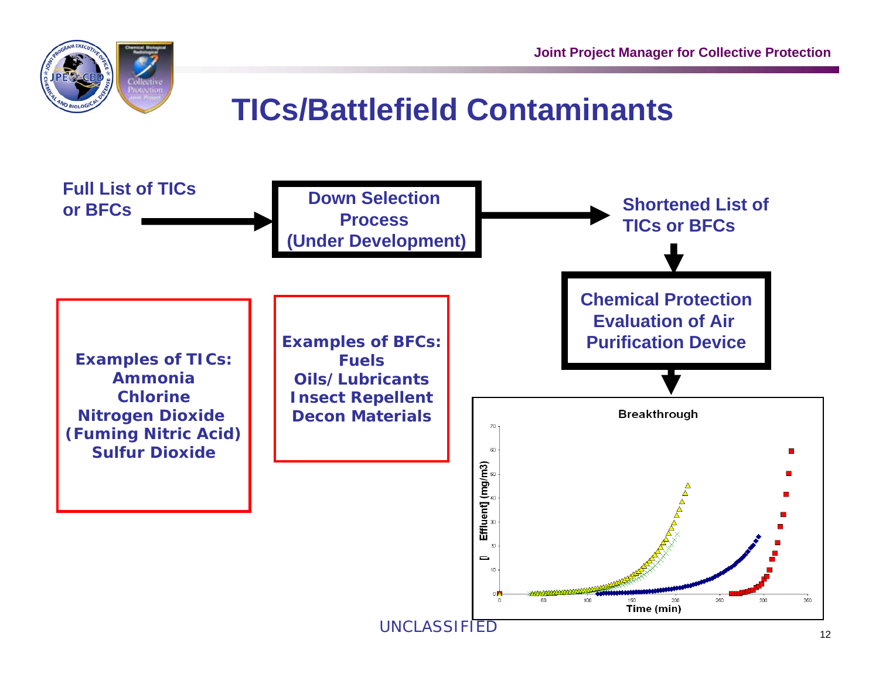# TICs/Battlefield Contaminants

**Full List of TICs or BFCs** → **Down Selection Process (Under Development)** → **Shortened List of TICs or BFCs** → **Chemical Protection Evaluation of Air Purification Device**

**Examples of TICs:**
**Ammonia**
**Chlorine**
**Nitrogen Dioxide**
**(Fuming Nitric Acid)**
**Sulfur Dioxide**

**Examples of BFCs:**
**Fuels**
**Oils/Lubricants**
**Insect Repellent**
**Decon Materials**

Breakthrough

[Effluent] (mg/m3)

Time (min)

UNCLASSIFIED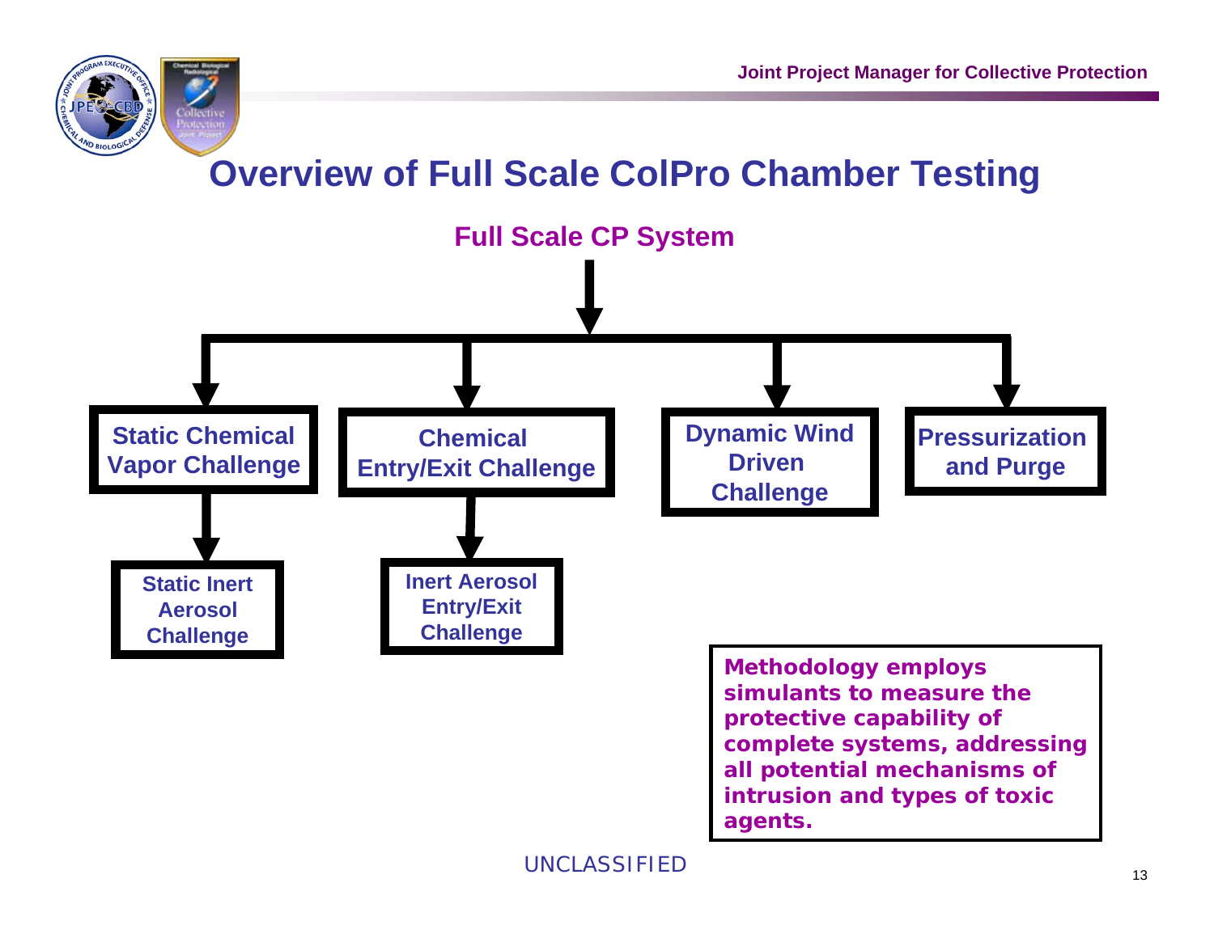# Overview of Full Scale ColPro Chamber Testing

**Full Scale CP System**

- **Static Chemical Vapor Challenge**
  - **Static Inert Aerosol Challenge**
- **Chemical Entry/Exit Challenge**
  - **Inert Aerosol Entry/Exit Challenge**
- **Dynamic Wind Driven Challenge**
- **Pressurization and Purge**

**Methodology employs simulants to measure the protective capability of complete systems, addressing all potential mechanisms of intrusion and types of toxic agents.**

UNCLASSIFIED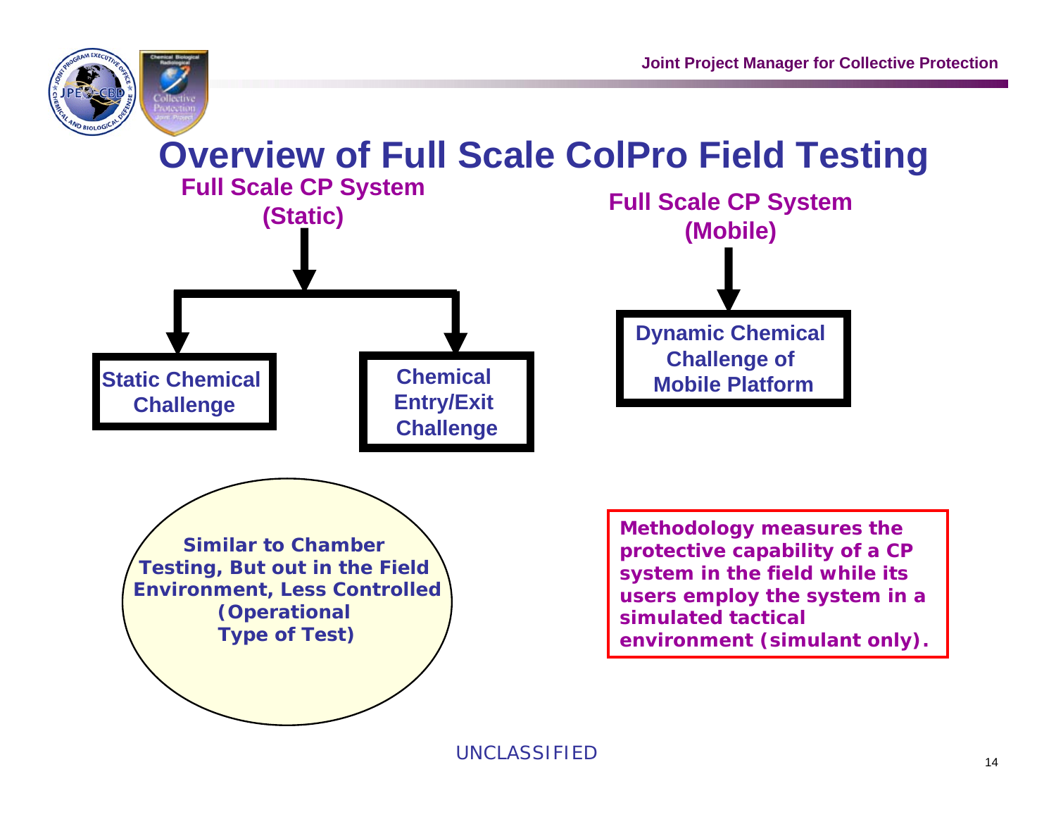# Overview of Full Scale ColPro Field Testing

**Full Scale CP System (Static)**

- **Static Chemical Challenge**
- **Chemical Entry/Exit Challenge**

**Full Scale CP System (Mobile)**

- **Dynamic Chemical Challenge of Mobile Platform**

**Similar to Chamber Testing, But out in the Field Environment, Less Controlled (Operational Type of Test)**

**Methodology measures the protective capability of a CP system in the field while its users employ the system in a simulated tactical environment (simulant only).**

UNCLASSIFIED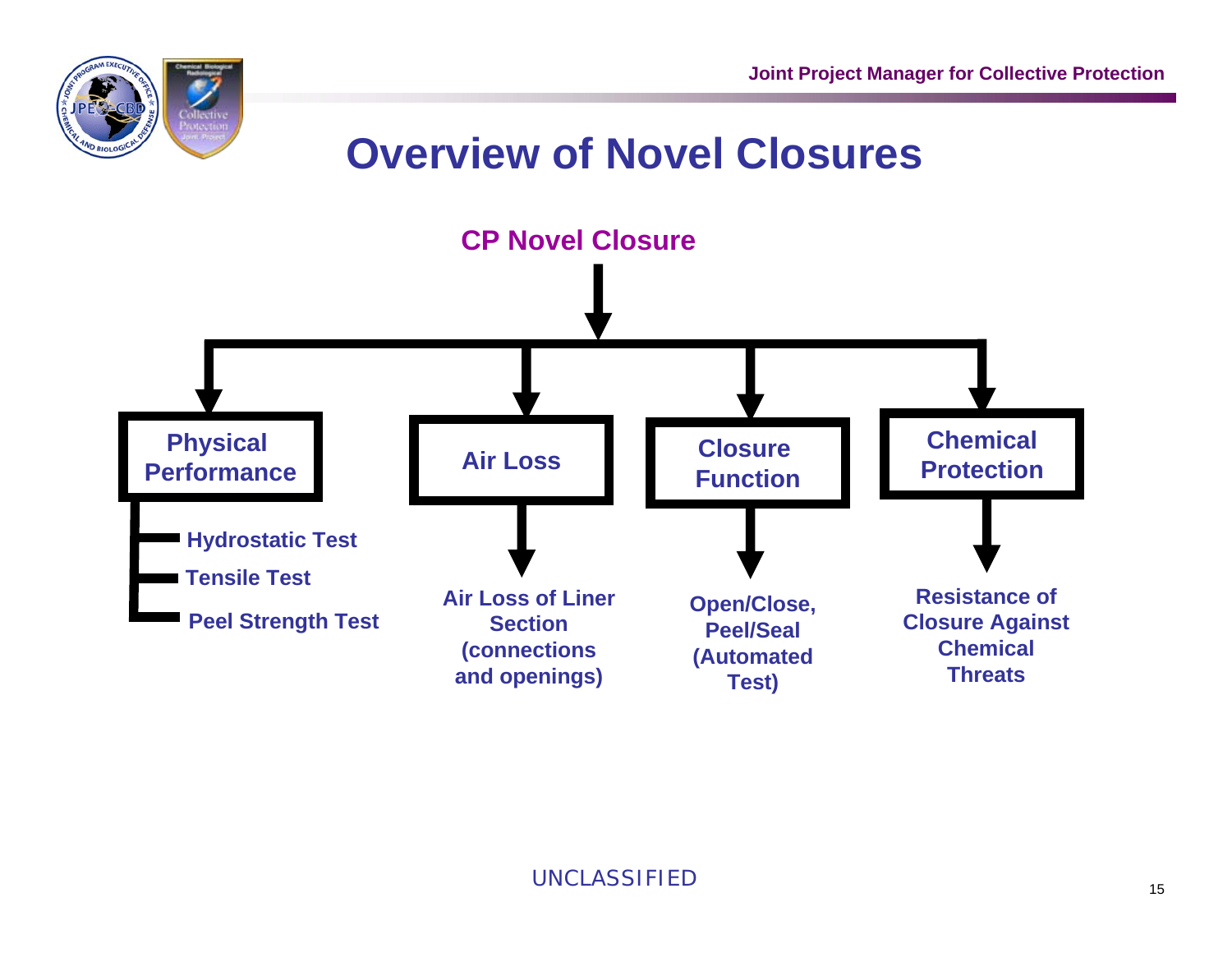# Overview of Novel Closures

## CP Novel Closure

- **Physical Performance**
  - Hydrostatic Test
  - Tensile Test
  - Peel Strength Test
- **Air Loss**
  - Air Loss of Liner Section (connections and openings)
- **Closure Function**
  - Open/Close, Peel/Seal (Automated Test)
- **Chemical Protection**
  - Resistance of Closure Against Chemical Threats

UNCLASSIFIED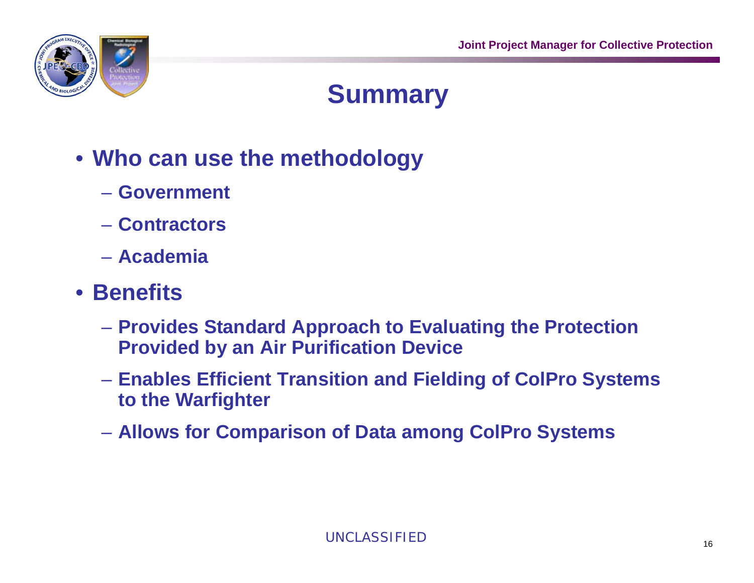# Summary

- **Who can use the methodology**
  - **Government**
  - **Contractors**
  - **Academia**
- **Benefits**
  - **Provides Standard Approach to Evaluating the Protection Provided by an Air Purification Device**
  - **Enables Efficient Transition and Fielding of ColPro Systems to the Warfighter**
  - **Allows for Comparison of Data among ColPro Systems**